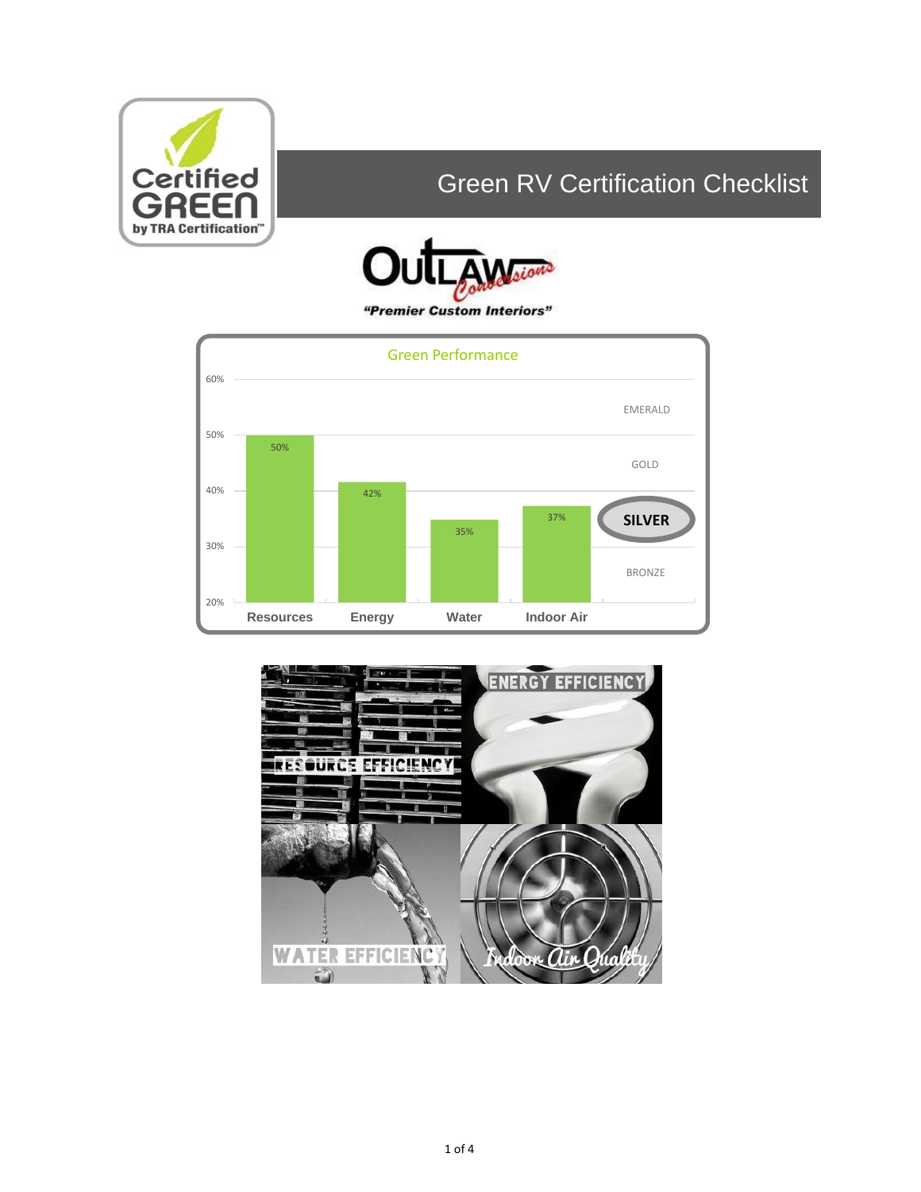# Green RV Certification Checklist

*"Premier Custom Interiors"*

## Green Performance

| Category | Score |
| --- | --- |
| Resources | 50% |
| Energy | 42% |
| Water | 35% |
| Indoor Air | 37% |

Levels: EMERALD, GOLD, **SILVER**, BRONZE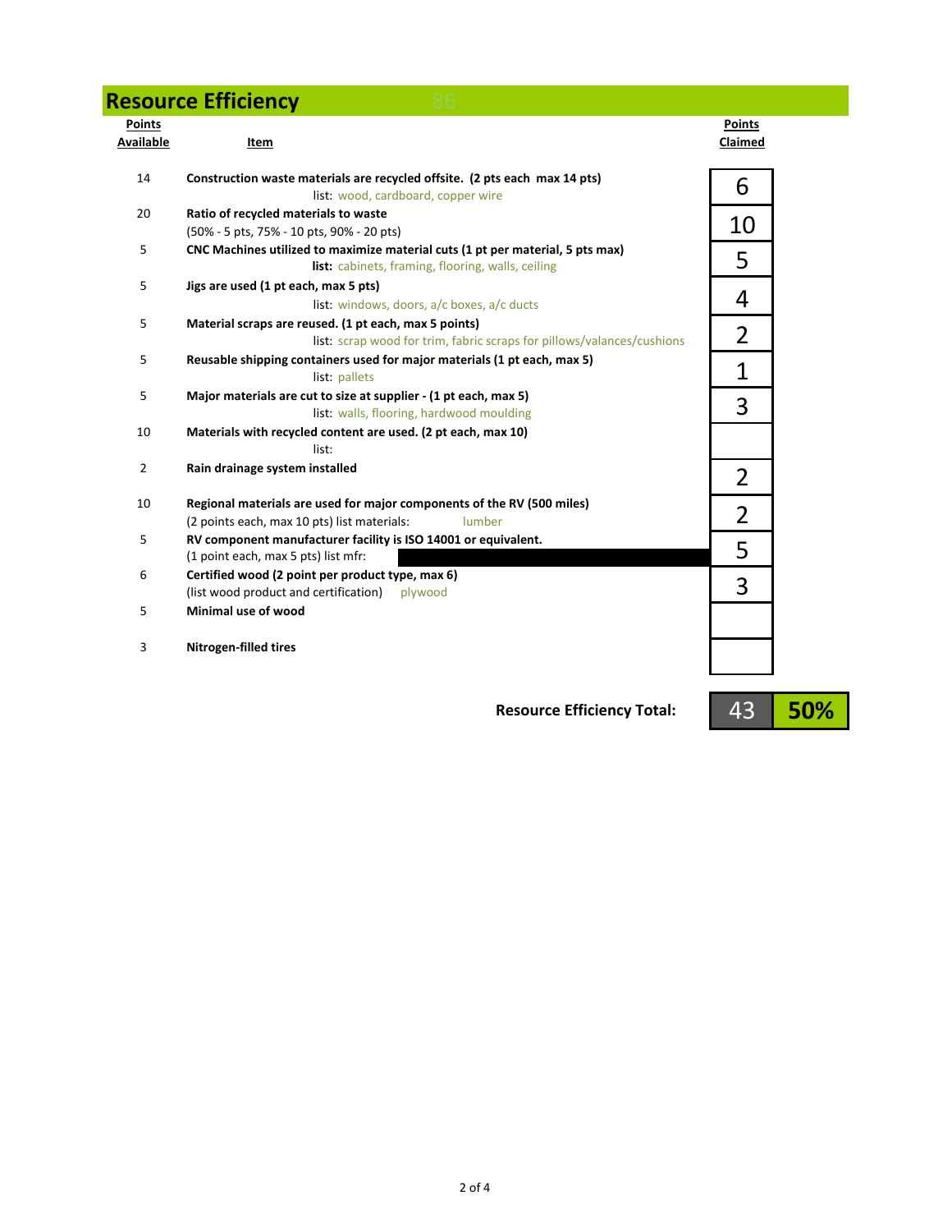## Resource Efficiency

| Points Available | Item | Points Claimed |
|---|---|---|
| 14 | **Construction waste materials are recycled offsite. (2 pts each max 14 pts)**<br>list: wood, cardboard, copper wire | 6 |
| 20 | **Ratio of recycled materials to waste**<br>(50% - 5 pts, 75% - 10 pts, 90% - 20 pts) | 10 |
| 5 | **CNC Machines utilized to maximize material cuts (1 pt per material, 5 pts max)**<br>**list:** cabinets, framing, flooring, walls, ceiling | 5 |
| 5 | **Jigs are used (1 pt each, max 5 pts)**<br>list: windows, doors, a/c boxes, a/c ducts | 4 |
| 5 | **Material scraps are reused. (1 pt each, max 5 points)**<br>list: scrap wood for trim, fabric scraps for pillows/valances/cushions | 2 |
| 5 | **Reusable shipping containers used for major materials (1 pt each, max 5)**<br>list: pallets | 1 |
| 5 | **Major materials are cut to size at supplier - (1 pt each, max 5)**<br>list: walls, flooring, hardwood moulding | 3 |
| 10 | **Materials with recycled content are used. (2 pt each, max 10)**<br>list: | |
| 2 | **Rain drainage system installed** | 2 |
| 10 | **Regional materials are used for major components of the RV (500 miles)**<br>(2 points each, max 10 pts) list materials: lumber | 2 |
| 5 | **RV component manufacturer facility is ISO 14001 or equivalent.**<br>(1 point each, max 5 pts) list mfr: | 5 |
| 6 | **Certified wood (2 point per product type, max 6)**<br>(list wood product and certification) plywood | 3 |
| 5 | **Minimal use of wood** | |
| 3 | **Nitrogen-filled tires** | |

**Resource Efficiency Total:** 43 | **50%**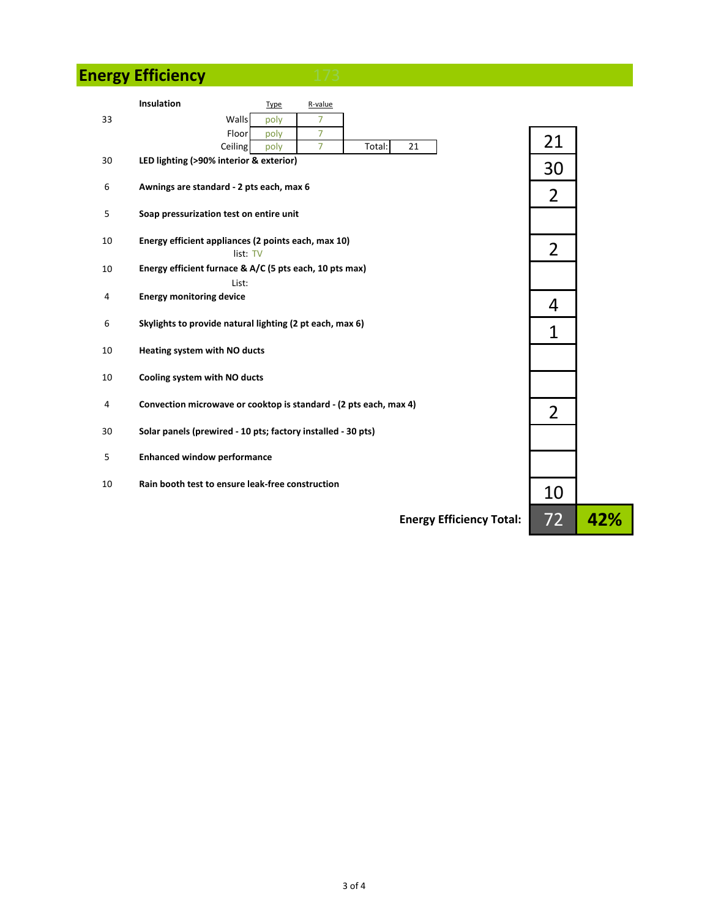## Energy Efficiency 173

| Max Points | Item | | | Score |
|---|---|---|---|---|
| 33 | **Insulation** | Type | R-value | 21 |
| | Walls | poly | 7 | |
| | Floor | poly | 7 | |
| | Ceiling | poly | 7 | Total: 21 |
| 30 | **LED lighting (>90% interior & exterior)** | | | 30 |
| 6 | **Awnings are standard - 2 pts each, max 6** | | | 2 |
| 5 | **Soap pressurization test on entire unit** | | | |
| 10 | **Energy efficient appliances (2 points each, max 10)** list: TV | | | 2 |
| 10 | **Energy efficient furnace & A/C (5 pts each, 10 pts max)** List: | | | |
| 4 | **Energy monitoring device** | | | 4 |
| 6 | **Skylights to provide natural lighting (2 pt each, max 6)** | | | 1 |
| 10 | **Heating system with NO ducts** | | | |
| 10 | **Cooling system with NO ducts** | | | |
| 4 | **Convection microwave or cooktop is standard - (2 pts each, max 4)** | | | 2 |
| 30 | **Solar panels (prewired - 10 pts; factory installed - 30 pts)** | | | |
| 5 | **Enhanced window performance** | | | |
| 10 | **Rain booth test to ensure leak-free construction** | | | 10 |

**Energy Efficiency Total:** 72 | **42%**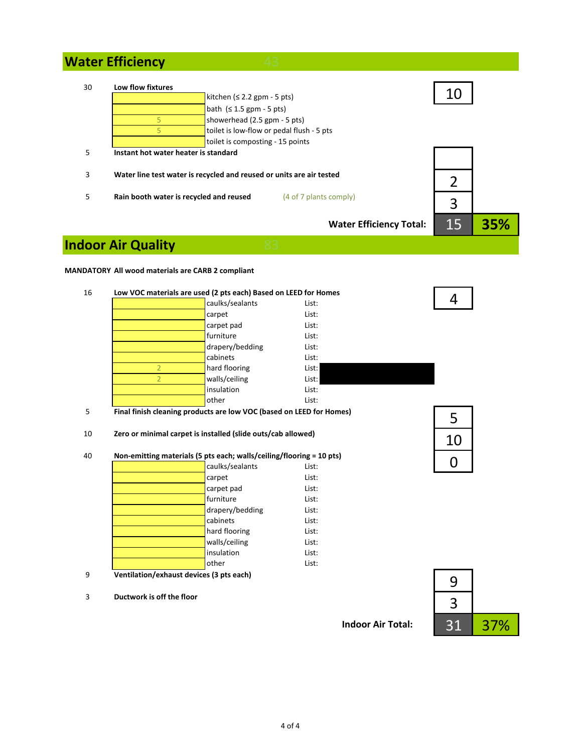## Water Efficiency

| Max Pts | Item | | Score |
|---|---|---|---|
| 30 | **Low flow fixtures** | | 10 |
| | | kitchen (≤ 2.2 gpm - 5 pts) | |
| | | bath (≤ 1.5 gpm - 5 pts) | |
| | 5 | showerhead (2.5 gpm - 5 pts) | |
| | 5 | toilet is low-flow or pedal flush - 5 pts | |
| | | toilet is composting - 15 points | |
| 5 | **Instant hot water heater is standard** | | |
| 3 | **Water line test water is recycled and reused or units are air tested** | | 2 |
| 5 | **Rain booth water is recycled and reused** | (4 of 7 plants comply) | 3 |

**Water Efficiency Total:** 15 | 35%

## Indoor Air Quality

**MANDATORY** **All wood materials are CARB 2 compliant**

| Max Pts | Item | | | Score |
|---|---|---|---|---|
| 16 | **Low VOC materials are used (2 pts each) Based on LEED for Homes** | | | 4 |
| | | caulks/sealants | List: | |
| | | carpet | List: | |
| | | carpet pad | List: | |
| | | furniture | List: | |
| | | drapery/bedding | List: | |
| | | cabinets | List: | |
| | 2 | hard flooring | List: | |
| | 2 | walls/ceiling | List: | |
| | | insulation | List: | |
| | | other | List: | |
| 5 | **Final finish cleaning products are low VOC (based on LEED for Homes)** | | | 5 |
| 10 | **Zero or minimal carpet is installed (slide outs/cab allowed)** | | | 10 |
| 40 | **Non-emitting materials (5 pts each; walls/ceiling/flooring = 10 pts)** | | | 0 |
| | | caulks/sealants | List: | |
| | | carpet | List: | |
| | | carpet pad | List: | |
| | | furniture | List: | |
| | | drapery/bedding | List: | |
| | | cabinets | List: | |
| | | hard flooring | List: | |
| | | walls/ceiling | List: | |
| | | insulation | List: | |
| | | other | List: | |
| 9 | **Ventilation/exhaust devices (3 pts each)** | | | 9 |
| 3 | **Ductwork is off the floor** | | | 3 |

**Indoor Air Total:** 31 | 37%